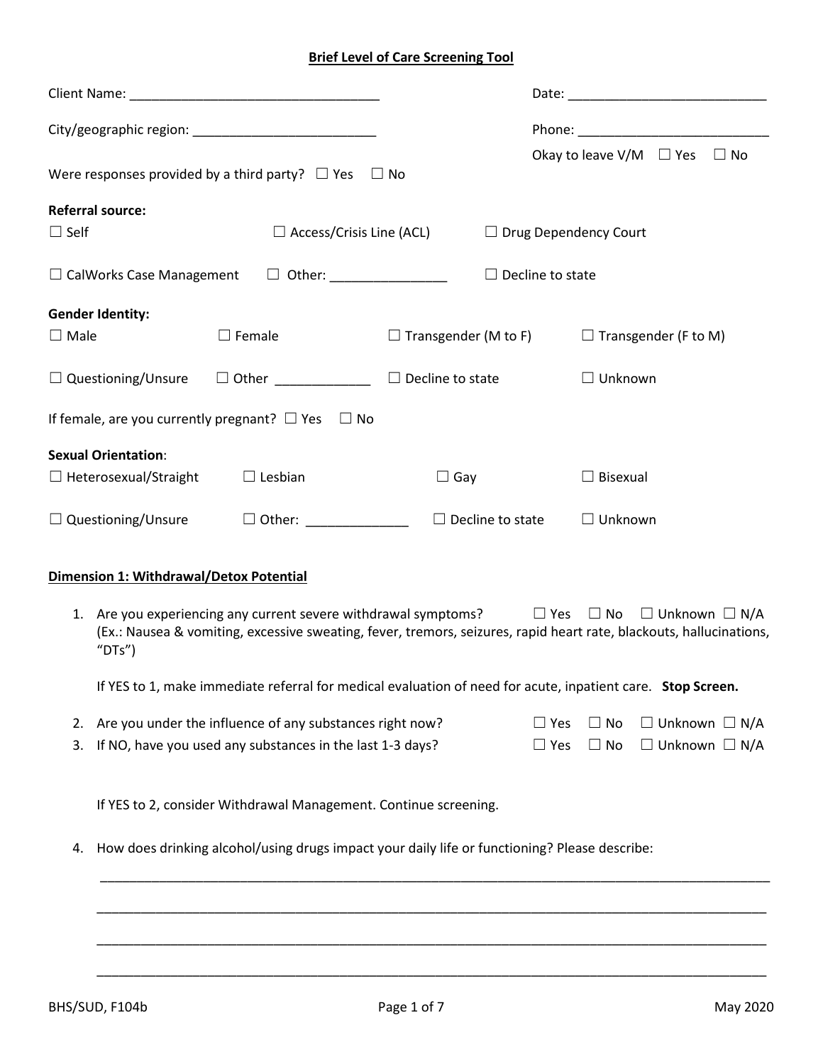# Brief Level of Care Screening Tool

Client Name: ______________________________ Date: ______________________

City/geographic region: ______________________ Phone: ______________________

Okay to leave V/M ☐ Yes ☐ No

Were responses provided by a third party? ☐ Yes ☐ No

**Referral source:**

☐ Self ☐ Access/Crisis Line (ACL) ☐ Drug Dependency Court

☐ CalWorks Case Management ☐ Other: ______________ ☐ Decline to state

**Gender Identity:**

☐ Male ☐ Female ☐ Transgender (M to F) ☐ Transgender (F to M)

☐ Questioning/Unsure ☐ Other ____________ ☐ Decline to state ☐ Unknown

If female, are you currently pregnant? ☐ Yes ☐ No

**Sexual Orientation**:

☐ Heterosexual/Straight ☐ Lesbian ☐ Gay ☐ Bisexual

☐ Questioning/Unsure ☐ Other: ____________ ☐ Decline to state ☐ Unknown

## Dimension 1: Withdrawal/Detox Potential

1. Are you experiencing any current severe withdrawal symptoms? ☐ Yes ☐ No ☐ Unknown ☐ N/A
   (Ex.: Nausea & vomiting, excessive sweating, fever, tremors, seizures, rapid heart rate, blackouts, hallucinations, "DTs")

   If YES to 1, make immediate referral for medical evaluation of need for acute, inpatient care. **Stop Screen.**

2. Are you under the influence of any substances right now? ☐ Yes ☐ No ☐ Unknown ☐ N/A
3. If NO, have you used any substances in the last 1-3 days? ☐ Yes ☐ No ☐ Unknown ☐ N/A

   If YES to 2, consider Withdrawal Management. Continue screening.

4. How does drinking alcohol/using drugs impact your daily life or functioning? Please describe:

   ________________________________________________________________________________

   ________________________________________________________________________________

   ________________________________________________________________________________

   ________________________________________________________________________________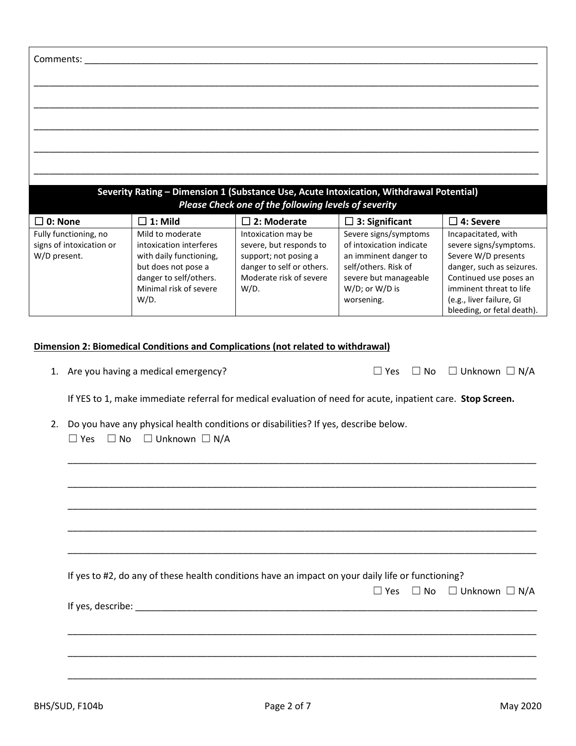Comments: ___________________________________________________________________________

_____________________________________________________________________________________

_____________________________________________________________________________________

_____________________________________________________________________________________

_____________________________________________________________________________________

_____________________________________________________________________________________

| **Severity Rating – Dimension 1 (Substance Use, Acute Intoxication, Withdrawal Potential)** *Please Check one of the following levels of severity* | | | | |
|---|---|---|---|---|
| ☐ **0: None** | ☐ **1: Mild** | ☐ **2: Moderate** | ☐ **3: Significant** | ☐ **4: Severe** |
| Fully functioning, no signs of intoxication or W/D present. | Mild to moderate intoxication interferes with daily functioning, but does not pose a danger to self/others. Minimal risk of severe W/D. | Intoxication may be severe, but responds to support; not posing a danger to self or others. Moderate risk of severe W/D. | Severe signs/symptoms of intoxication indicate an imminent danger to self/others. Risk of severe but manageable W/D; or W/D is worsening. | Incapacitated, with severe signs/symptoms. Severe W/D presents danger, such as seizures. Continued use poses an imminent threat to life (e.g., liver failure, GI bleeding, or fetal death). |

**Dimension 2: Biomedical Conditions and Complications (not related to withdrawal)**

1. Are you having a medical emergency? ☐ Yes ☐ No ☐ Unknown ☐ N/A

   If YES to 1, make immediate referral for medical evaluation of need for acute, inpatient care. **Stop Screen.**

2. Do you have any physical health conditions or disabilities? If yes, describe below.
   ☐ Yes ☐ No ☐ Unknown ☐ N/A

   _____________________________________________________________________________________

   _____________________________________________________________________________________

   _____________________________________________________________________________________

   _____________________________________________________________________________________

   _____________________________________________________________________________________

   If yes to #2, do any of these health conditions have an impact on your daily life or functioning?
   ☐ Yes ☐ No ☐ Unknown ☐ N/A

   If yes, describe: _____________________________________________________________________

   _____________________________________________________________________________________

   _____________________________________________________________________________________

   _____________________________________________________________________________________

BHS/SUD, F104b May 2020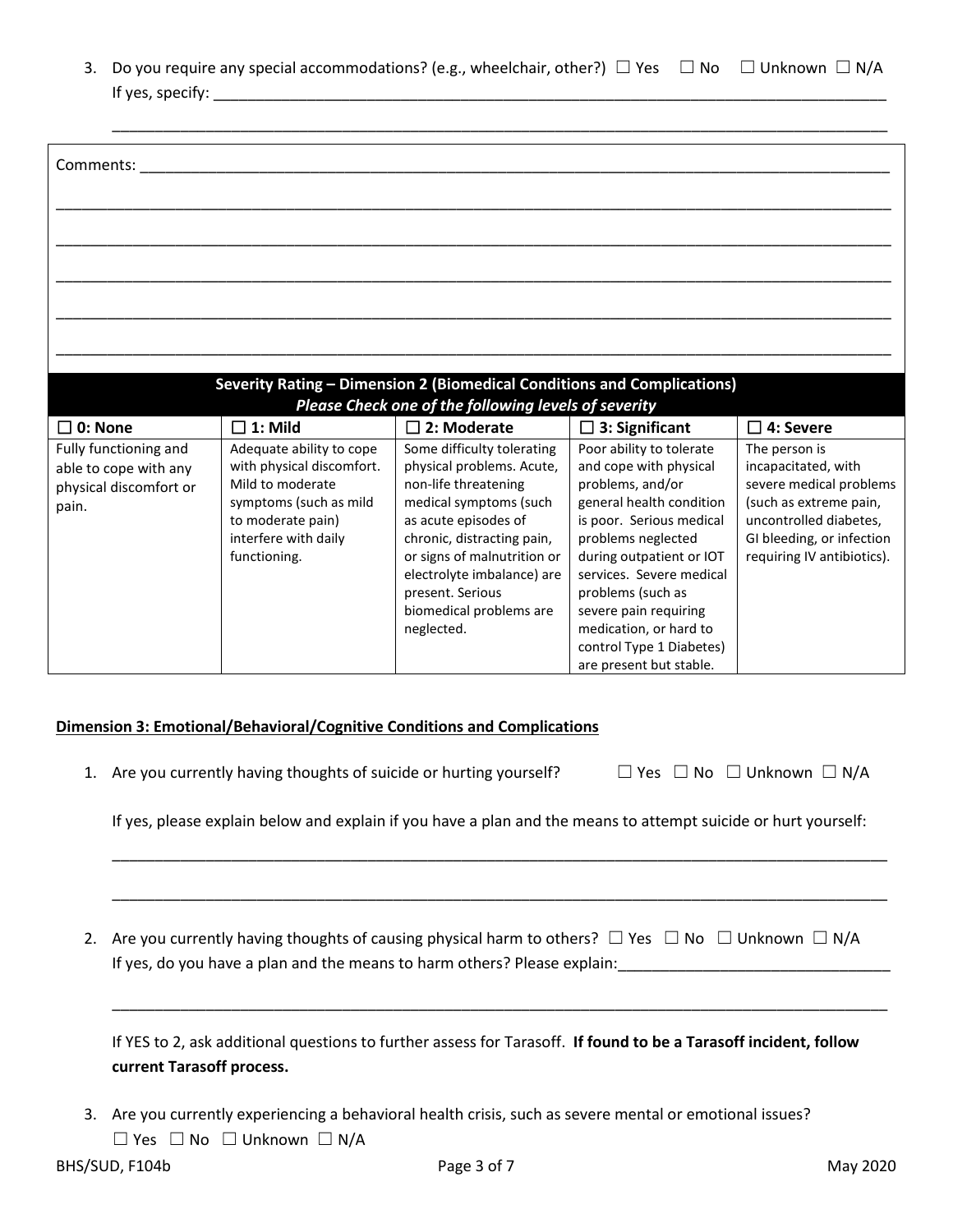3. Do you require any special accommodations? (e.g., wheelchair, other?) ☐ Yes ☐ No ☐ Unknown ☐ N/A
   If yes, specify: ___________________________________________________________________________

   ___________________________________________________________________________

Comments: ___________________________________________________________________________

___________________________________________________________________________

___________________________________________________________________________

___________________________________________________________________________

___________________________________________________________________________

___________________________________________________________________________

| **Severity Rating – Dimension 2 (Biomedical Conditions and Complications)** *Please Check one of the following levels of severity* | | | | |
|---|---|---|---|---|
| ☐ **0: None** | ☐ **1: Mild** | ☐ **2: Moderate** | ☐ **3: Significant** | ☐ **4: Severe** |
| Fully functioning and able to cope with any physical discomfort or pain. | Adequate ability to cope with physical discomfort. Mild to moderate symptoms (such as mild to moderate pain) interfere with daily functioning. | Some difficulty tolerating physical problems. Acute, non-life threatening medical symptoms (such as acute episodes of chronic, distracting pain, or signs of malnutrition or electrolyte imbalance) are present. Serious biomedical problems are neglected. | Poor ability to tolerate and cope with physical problems, and/or general health condition is poor. Serious medical problems neglected during outpatient or IOT services. Severe medical problems (such as severe pain requiring medication, or hard to control Type 1 Diabetes) are present but stable. | The person is incapacitated, with severe medical problems (such as extreme pain, uncontrolled diabetes, GI bleeding, or infection requiring IV antibiotics). |

**Dimension 3: Emotional/Behavioral/Cognitive Conditions and Complications**

1. Are you currently having thoughts of suicide or hurting yourself? ☐ Yes ☐ No ☐ Unknown ☐ N/A

   If yes, please explain below and explain if you have a plan and the means to attempt suicide or hurt yourself:

   ___________________________________________________________________________

   ___________________________________________________________________________

2. Are you currently having thoughts of causing physical harm to others? ☐ Yes ☐ No ☐ Unknown ☐ N/A
   If yes, do you have a plan and the means to harm others? Please explain:______________________________

   ___________________________________________________________________________

   If YES to 2, ask additional questions to further assess for Tarasoff. **If found to be a Tarasoff incident, follow current Tarasoff process.**

3. Are you currently experiencing a behavioral health crisis, such as severe mental or emotional issues?
   ☐ Yes ☐ No ☐ Unknown ☐ N/A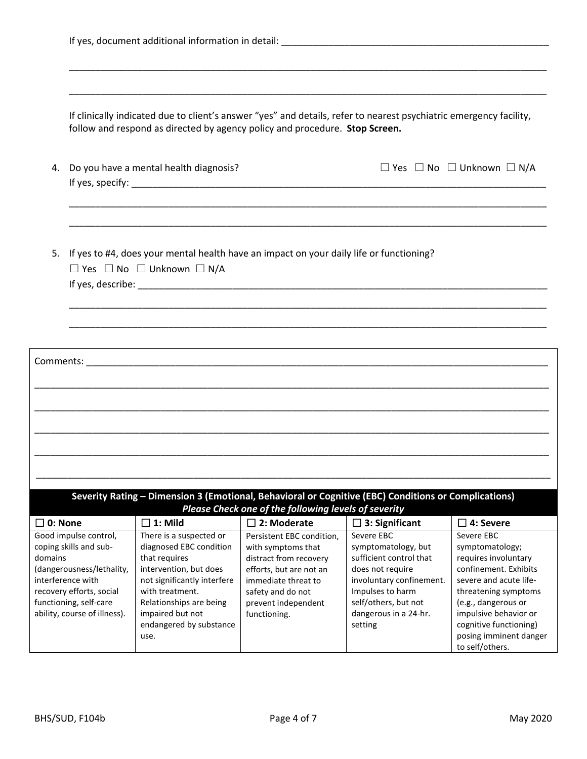If yes, document additional information in detail: ___________________________________________________

_____________________________________________________________________________________________

_____________________________________________________________________________________________

If clinically indicated due to client's answer "yes" and details, refer to nearest psychiatric emergency facility, follow and respond as directed by agency policy and procedure. **Stop Screen.**

4. Do you have a mental health diagnosis? ☐ Yes ☐ No ☐ Unknown ☐ N/A

   If yes, specify: _____________________________________________________________________________

   _____________________________________________________________________________________________

   _____________________________________________________________________________________________

5. If yes to #4, does your mental health have an impact on your daily life or functioning?

   ☐ Yes ☐ No ☐ Unknown ☐ N/A

   If yes, describe: ____________________________________________________________________________

   _____________________________________________________________________________________________

   _____________________________________________________________________________________________

Comments: ___________________________________________________________________________________

_____________________________________________________________________________________________

_____________________________________________________________________________________________

_____________________________________________________________________________________________

_____________________________________________________________________________________________

_____________________________________________________________________________________________

| **Severity Rating – Dimension 3 (Emotional, Behavioral or Cognitive (EBC) Conditions or Complications)** ***Please Check one of the following levels of severity*** | | | | |
|---|---|---|---|---|
| ☐ **0: None** | ☐ **1: Mild** | ☐ **2: Moderate** | ☐ **3: Significant** | ☐ **4: Severe** |
| Good impulse control, coping skills and sub-domains (dangerousness/lethality, interference with recovery efforts, social functioning, self-care ability, course of illness). | There is a suspected or diagnosed EBC condition that requires intervention, but does not significantly interfere with treatment. Relationships are being impaired but not endangered by substance use. | Persistent EBC condition, with symptoms that distract from recovery efforts, but are not an immediate threat to safety and do not prevent independent functioning. | Severe EBC symptomatology, but sufficient control that does not require involuntary confinement. Impulses to harm self/others, but not dangerous in a 24-hr. setting | Severe EBC symptomatology; requires involuntary confinement. Exhibits severe and acute life-threatening symptoms (e.g., dangerous or impulsive behavior or cognitive functioning) posing imminent danger to self/others. |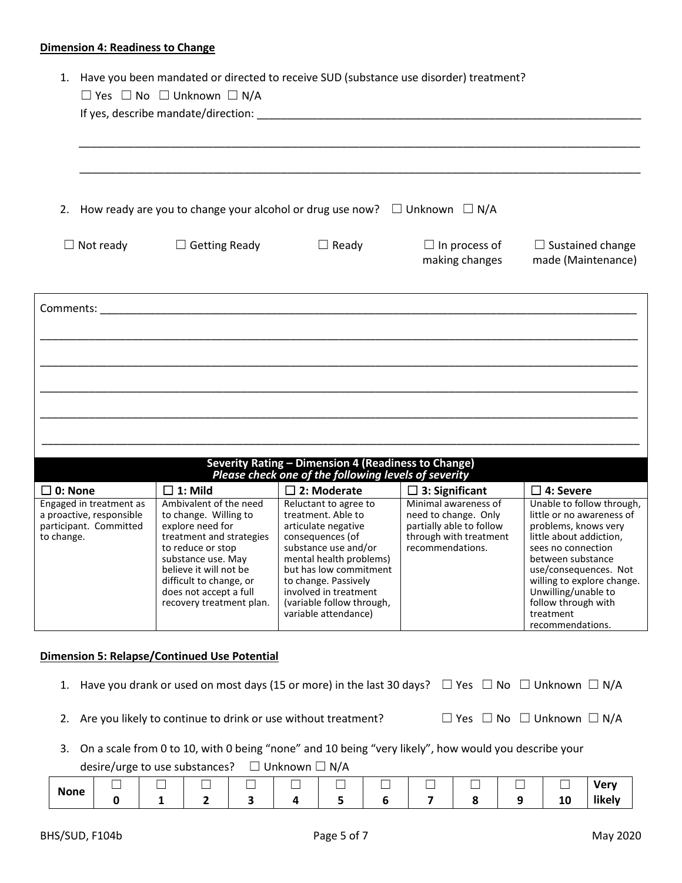**Dimension 4: Readiness to Change**

1. Have you been mandated or directed to receive SUD (substance use disorder) treatment?
   ☐ Yes ☐ No ☐ Unknown ☐ N/A
   If yes, describe mandate/direction: ______________________________________________________________

   ______________________________________________________________________________________

   ______________________________________________________________________________________

2. How ready are you to change your alcohol or drug use now? ☐ Unknown ☐ N/A

   ☐ Not ready ☐ Getting Ready ☐ Ready ☐ In process of making changes ☐ Sustained change made (Maintenance)

Comments: ______________________________________________________________________________

______________________________________________________________________________________

______________________________________________________________________________________

______________________________________________________________________________________

______________________________________________________________________________________

______________________________________________________________________________________

| **Severity Rating – Dimension 4 (Readiness to Change)** *Please check one of the following levels of severity* | | | | |
|---|---|---|---|---|
| ☐ **0: None** | ☐ **1: Mild** | ☐ **2: Moderate** | ☐ **3: Significant** | ☐ **4: Severe** |
| Engaged in treatment as a proactive, responsible participant. Committed to change. | Ambivalent of the need to change. Willing to explore need for treatment and strategies to reduce or stop substance use. May believe it will not be difficult to change, or does not accept a full recovery treatment plan. | Reluctant to agree to treatment. Able to articulate negative consequences (of substance use and/or mental health problems) but has low commitment to change. Passively involved in treatment (variable follow through, variable attendance) | Minimal awareness of need to change. Only partially able to follow through with treatment recommendations. | Unable to follow through, little or no awareness of problems, knows very little about addiction, sees no connection between substance use/consequences. Not willing to explore change. Unwilling/unable to follow through with treatment recommendations. |

**Dimension 5: Relapse/Continued Use Potential**

1. Have you drank or used on most days (15 or more) in the last 30 days? ☐ Yes ☐ No ☐ Unknown ☐ N/A

2. Are you likely to continue to drink or use without treatment? ☐ Yes ☐ No ☐ Unknown ☐ N/A

3. On a scale from 0 to 10, with 0 being "none" and 10 being "very likely", how would you describe your desire/urge to use substances? ☐ Unknown ☐ N/A

| **None** | ☐ **0** | ☐ **1** | ☐ **2** | ☐ **3** | ☐ **4** | ☐ **5** | ☐ **6** | ☐ **7** | ☐ **8** | ☐ **9** | ☐ **10** | **Very likely** |
|---|---|---|---|---|---|---|---|---|---|---|---|---|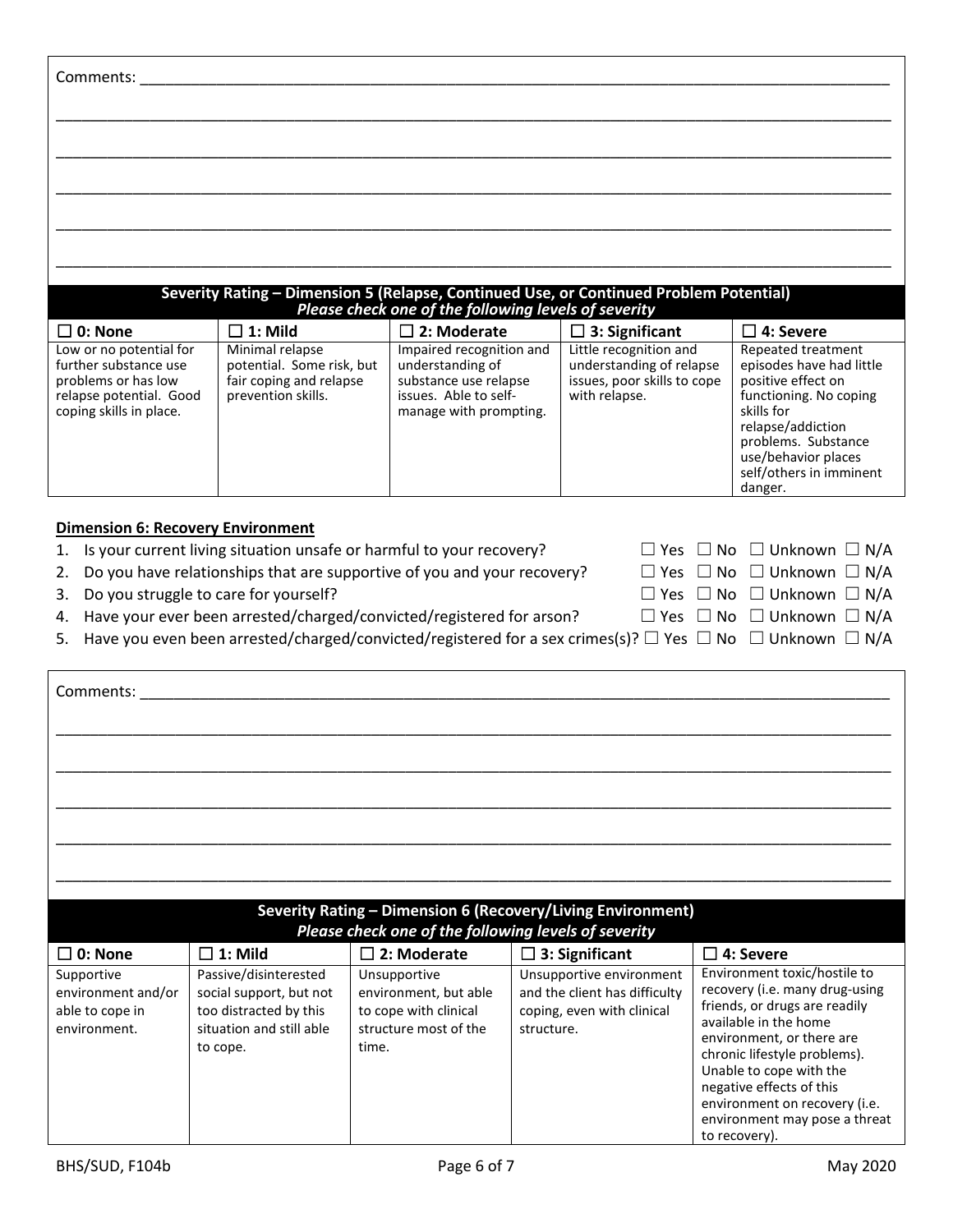Comments: ______________________________________________________________________________

______________________________________________________________________________

______________________________________________________________________________

______________________________________________________________________________

______________________________________________________________________________

______________________________________________________________________________

**Severity Rating – Dimension 5 (Relapse, Continued Use, or Continued Problem Potential)**
*Please check one of the following levels of severity*

| ☐ 0: None | ☐ 1: Mild | ☐ 2: Moderate | ☐ 3: Significant | ☐ 4: Severe |
|---|---|---|---|---|
| Low or no potential for further substance use problems or has low relapse potential. Good coping skills in place. | Minimal relapse potential. Some risk, but fair coping and relapse prevention skills. | Impaired recognition and understanding of substance use relapse issues. Able to self-manage with prompting. | Little recognition and understanding of relapse issues, poor skills to cope with relapse. | Repeated treatment episodes have had little positive effect on functioning. No coping skills for relapse/addiction problems. Substance use/behavior places self/others in imminent danger. |

**<u>Dimension 6: Recovery Environment</u>**

1. Is your current living situation unsafe or harmful to your recovery? ☐ Yes ☐ No ☐ Unknown ☐ N/A
2. Do you have relationships that are supportive of you and your recovery? ☐ Yes ☐ No ☐ Unknown ☐ N/A
3. Do you struggle to care for yourself? ☐ Yes ☐ No ☐ Unknown ☐ N/A
4. Have your ever been arrested/charged/convicted/registered for arson? ☐ Yes ☐ No ☐ Unknown ☐ N/A
5. Have you even been arrested/charged/convicted/registered for a sex crimes(s)? ☐ Yes ☐ No ☐ Unknown ☐ N/A

Comments: ______________________________________________________________________________

______________________________________________________________________________

______________________________________________________________________________

______________________________________________________________________________

______________________________________________________________________________

______________________________________________________________________________

**Severity Rating – Dimension 6 (Recovery/Living Environment)**
*Please check one of the following levels of severity*

| ☐ 0: None | ☐ 1: Mild | ☐ 2: Moderate | ☐ 3: Significant | ☐ 4: Severe |
|---|---|---|---|---|
| Supportive environment and/or able to cope in environment. | Passive/disinterested social support, but not too distracted by this situation and still able to cope. | Unsupportive environment, but able to cope with clinical structure most of the time. | Unsupportive environment and the client has difficulty coping, even with clinical structure. | Environment toxic/hostile to recovery (i.e. many drug-using friends, or drugs are readily available in the home environment, or there are chronic lifestyle problems). Unable to cope with the negative effects of this environment on recovery (i.e. environment may pose a threat to recovery). |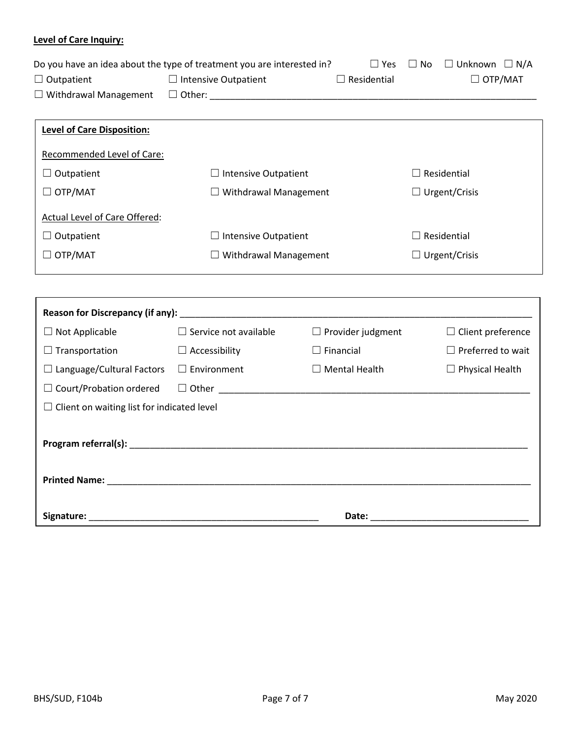**Level of Care Inquiry:**

Do you have an idea about the type of treatment you are interested in? ☐ Yes ☐ No ☐ Unknown ☐ N/A

☐ Outpatient ☐ Intensive Outpatient ☐ Residential ☐ OTP/MAT

☐ Withdrawal Management ☐ Other: ____________________

**Level of Care Disposition:**

Recommended Level of Care:

| | | |
|---|---|---|
| ☐ Outpatient | ☐ Intensive Outpatient | ☐ Residential |
| ☐ OTP/MAT | ☐ Withdrawal Management | ☐ Urgent/Crisis |

Actual Level of Care Offered:

| | | |
|---|---|---|
| ☐ Outpatient | ☐ Intensive Outpatient | ☐ Residential |
| ☐ OTP/MAT | ☐ Withdrawal Management | ☐ Urgent/Crisis |

**Reason for Discrepancy (if any):** ____________________

| | | | |
|---|---|---|---|
| ☐ Not Applicable | ☐ Service not available | ☐ Provider judgment | ☐ Client preference |
| ☐ Transportation | ☐ Accessibility | ☐ Financial | ☐ Preferred to wait |
| ☐ Language/Cultural Factors | ☐ Environment | ☐ Mental Health | ☐ Physical Health |
| ☐ Court/Probation ordered | ☐ Other ____________________ | | |

☐ Client on waiting list for indicated level

**Program referral(s):** ____________________

**Printed Name:** ____________________

**Signature:** ____________________ **Date:** ____________________

BHS/SUD, F104b May 2020